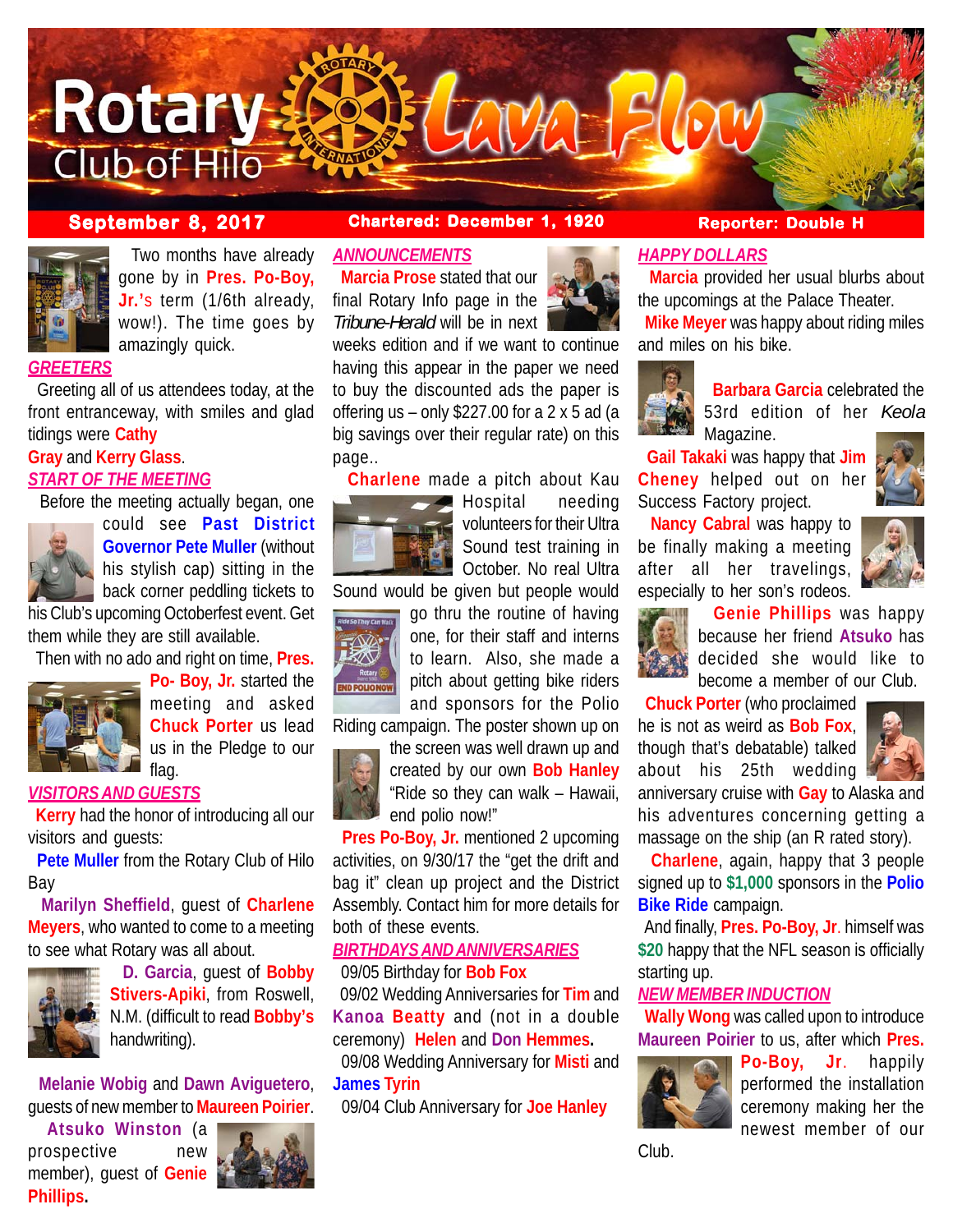# Rotary Club of Hilo Lava Flow

**September 8, 2017** | **Chartered: December 1, 1920** | **Reporter: Double H**

Two months have already gone by in **Pres. Po-Boy, Jr.**'s term (1/6th already, wow!). The time goes by amazingly quick.

## GREETERS

Greeting all of us attendees today, at the front entranceway, with smiles and glad tidings were **Cathy Gray** and **Kerry Glass**.

## START OF THE MEETING

Before the meeting actually began, one could see **Past District Governor Pete Muller** (without his stylish cap) sitting in the back corner peddling tickets to his Club's upcoming Octoberfest event. Get them while they are still available.

Then with no ado and right on time, **Pres. Po- Boy, Jr.** started the meeting and asked **Chuck Porter** us lead us in the Pledge to our flag.

## VISITORS AND GUESTS

**Kerry** had the honor of introducing all our visitors and guests:

**Pete Muller** from the Rotary Club of Hilo Bay

**Marilyn Sheffield**, guest of **Charlene Meyers**, who wanted to come to a meeting to see what Rotary was all about.

**D. Garcia**, guest of **Bobby Stivers-Apiki**, from Roswell, N.M. (difficult to read **Bobby's** handwriting).

**Melanie Wobig** and **Dawn Aviguetero**, guests of new member to **Maureen Poirier**.

**Atsuko Winston** (a prospective new member), guest of **Genie Phillips**.

## ANNOUNCEMENTS

**Marcia Prose** stated that our final Rotary Info page in the *Tribune-Herald* will be in next weeks edition and if we want to continue having this appear in the paper we need to buy the discounted ads the paper is offering us – only $227.00 for a 2 x 5 ad (a big savings over their regular rate) on this page..

**Charlene** made a pitch about Kau Hospital needing volunteers for their Ultra Sound test training in October. No real Ultra Sound would be given but people would go thru the routine of having one, for their staff and interns to learn. Also, she made a pitch about getting bike riders and sponsors for the Polio Riding campaign. The poster shown up on the screen was well drawn up and created by our own **Bob Hanley** "Ride so they can walk – Hawaii, end polio now!"

**Pres Po-Boy, Jr.** mentioned 2 upcoming activities, on 9/30/17 the "get the drift and bag it" clean up project and the District Assembly. Contact him for more details for both of these events.

## BIRTHDAYS AND ANNIVERSARIES

09/05 Birthday for **Bob Fox**

09/02 Wedding Anniversaries for **Tim** and **Kanoa Beatty** and (not in a double ceremony) **Helen** and **Don Hemmes.**

09/08 Wedding Anniversary for **Misti** and **James Tyrin**

09/04 Club Anniversary for **Joe Hanley**

## HAPPY DOLLARS

**Marcia** provided her usual blurbs about the upcomings at the Palace Theater.

**Mike Meyer** was happy about riding miles and miles on his bike.

**Barbara Garcia** celebrated the 53rd edition of her *Keola* Magazine.

**Gail Takaki** was happy that **Jim Cheney** helped out on her Success Factory project.

**Nancy Cabral** was happy to be finally making a meeting after all her travelings, especially to her son's rodeos.

**Genie Phillips** was happy because her friend **Atsuko** has decided she would like to become a member of our Club.

**Chuck Porter** (who proclaimed he is not as weird as **Bob Fox**, though that's debatable) talked about his 25th wedding anniversary cruise with **Gay** to Alaska and his adventures concerning getting a massage on the ship (an R rated story).

**Charlene**, again, happy that 3 people signed up to **$1,000** sponsors in the **Polio Bike Ride** campaign.

And finally, **Pres. Po-Boy, Jr**. himself was **$20** happy that the NFL season is officially starting up.

## NEW MEMBER INDUCTION

**Wally Wong** was called upon to introduce **Maureen Poirier** to us, after which **Pres. Po-Boy, Jr**. happily performed the installation ceremony making her the newest member of our Club.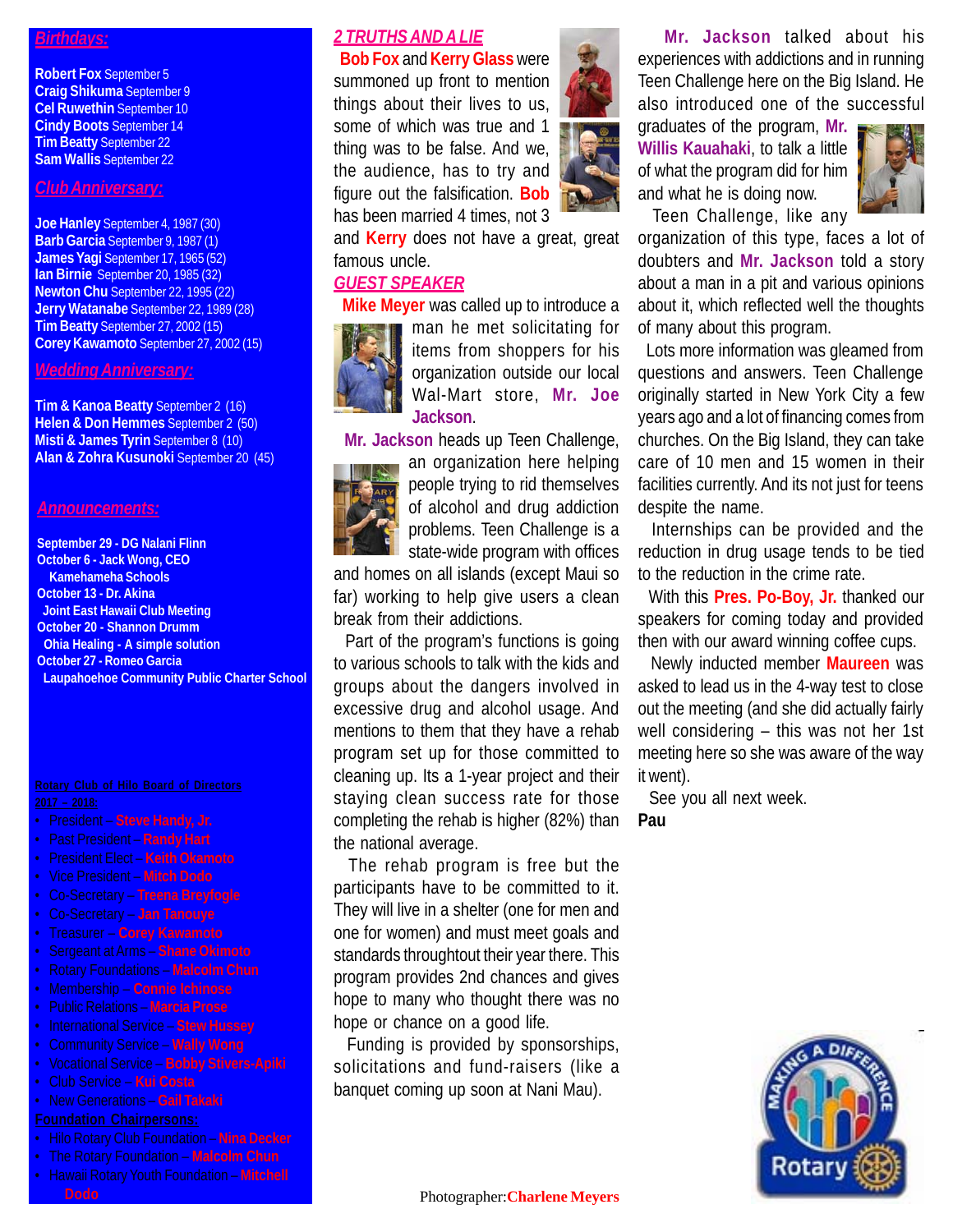## *Birthdays:*

**Robert Fox** September 5
**Craig Shikuma** September 9
**Cel Ruwethin** September 10
**Cindy Boots** September 14
**Tim Beatty** September 22
**Sam Wallis** September 22

## *Club Anniversary:*

**Joe Hanley** September 4, 1987 (30)
**Barb Garcia** September 9, 1987 (1)
**James Yagi** September 17, 1965 (52)
**Ian Birnie** September 20, 1985 (32)
**Newton Chu** September 22, 1995 (22)
**Jerry Watanabe** September 22, 1989 (28)
**Tim Beatty** September 27, 2002 (15)
**Corey Kawamoto** September 27, 2002 (15)

## *Wedding Anniversary:*

**Tim & Kanoa Beatty** September 2 (16)
**Helen & Don Hemmes** September 2 (50)
**Misti & James Tyrin** September 8 (10)
**Alan & Zohra Kusunoki** September 20 (45)

## *Announcements:*

**September 29 - DG Nalani Flinn**
**October 6 - Jack Wong, CEO Kamehameha Schools**
**October 13 - Dr. Akina Joint East Hawaii Club Meeting**
**October 20 - Shannon Drumm Ohia Healing - A simple solution**
**October 27 - Romeo Garcia Laupahoehoe Community Public Charter School**

**Rotary Club of Hilo Board of Directors 2017 – 2018:**

- President – **Steve Handy, Jr.**
- Past President – **Randy Hart**
- President Elect – **Keith Okamoto**
- Vice President – **Mitch Dodo**
- Co-Secretary – **Treena Breyfogle**
- Co-Secretary – **Jan Tanouye**
- Treasurer – **Corey Kawamoto**
- Sergeant at Arms – **Shane Okimoto**
- Rotary Foundations – **Malcolm Chun**
- Membership – **Connie Ichinose**
- Public Relations – **Marcia Prose**
- International Service – **Stew Hussey**
- Community Service – **Wally Wong**
- Vocational Service – **Bobby Stivers-Apiki**
- Club Service – **Kui Costa**
- New Generations – **Gail Takaki**

**Foundation Chairpersons:**

- Hilo Rotary Club Foundation – **Nina Decker**
- The Rotary Foundation – **Malcolm Chun**
- Hawaii Rotary Youth Foundation – **Mitchell Dodo**

## *2 TRUTHS AND A LIE*

**Bob Fox** and **Kerry Glass** were summoned up front to mention things about their lives to us, some of which was true and 1 thing was to be false. And we, the audience, has to try and figure out the falsification. **Bob** has been married 4 times, not 3 and **Kerry** does not have a great, great famous uncle.

## *GUEST SPEAKER*

**Mike Meyer** was called up to introduce a man he met soliciting for items from shoppers for his organization outside our local Wal-Mart store, **Mr. Joe Jackson**.

**Mr. Jackson** heads up Teen Challenge, an organization here helping people trying to rid themselves of alcohol and drug addiction problems. Teen Challenge is a state-wide program with offices and homes on all islands (except Maui so far) working to help give users a clean break from their addictions.

Part of the program's functions is going to various schools to talk with the kids and groups about the dangers involved in excessive drug and alcohol usage. And mentions to them that they have a rehab program set up for those committed to cleaning up. Its a 1-year project and their staying clean success rate for those completing the rehab is higher (82%) than the national average.

The rehab program is free but the participants have to be committed to it. They will live in a shelter (one for men and one for women) and must meet goals and standards throughtout their year there. This program provides 2nd chances and gives hope to many who thought there was no hope or chance on a good life.

Funding is provided by sponsorships, solicitations and fund-raisers (like a banquet coming up soon at Nani Mau).

Photographer:**Charlene Meyers**

**Mr. Jackson** talked about his experiences with addictions and in running Teen Challenge here on the Big Island. He also introduced one of the successful graduates of the program, **Mr. Willis Kauahaki**, to talk a little of what the program did for him and what he is doing now.

Teen Challenge, like any organization of this type, faces a lot of doubters and **Mr. Jackson** told a story about a man in a pit and various opinions about it, which reflected well the thoughts of many about this program.

Lots more information was gleamed from questions and answers. Teen Challenge originally started in New York City a few years ago and a lot of financing comes from churches. On the Big Island, they can take care of 10 men and 15 women in their facilities currently. And its not just for teens despite the name.

Internships can be provided and the reduction in drug usage tends to be tied to the reduction in the crime rate.

With this **Pres. Po-Boy, Jr.** thanked our speakers for coming today and provided then with our award winning coffee cups.

Newly inducted member **Maureen** was asked to lead us in the 4-way test to close out the meeting (and she did actually fairly well considering – this was not her 1st meeting here so she was aware of the way it went).

See you all next week.

**Pau**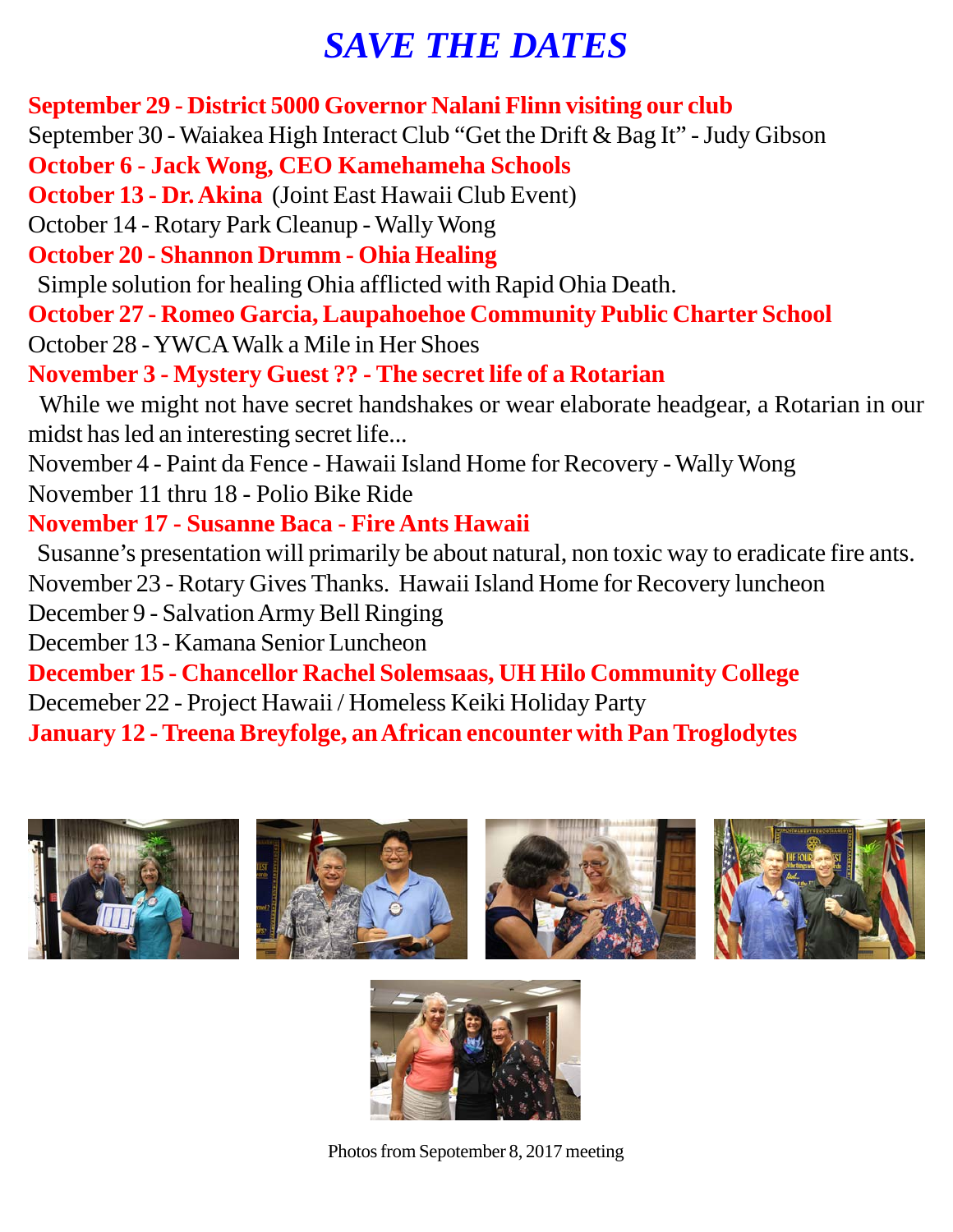# *SAVE THE DATES*

**September 29 - District 5000 Governor Nalani Flinn visiting our club**

September 30 - Waiakea High Interact Club "Get the Drift & Bag It" - Judy Gibson

**October 6 - Jack Wong, CEO Kamehameha Schools**

**October 13 - Dr. Akina** (Joint East Hawaii Club Event)

October 14 - Rotary Park Cleanup - Wally Wong

**October 20 - Shannon Drumm - Ohia Healing**

Simple solution for healing Ohia afflicted with Rapid Ohia Death.

**October 27 - Romeo Garcia, Laupahoehoe Community Public Charter School**

October 28 - YWCA Walk a Mile in Her Shoes

**November 3 - Mystery Guest ?? - The secret life of a Rotarian**

While we might not have secret handshakes or wear elaborate headgear, a Rotarian in our midst has led an interesting secret life...

November 4 - Paint da Fence - Hawaii Island Home for Recovery - Wally Wong

November 11 thru 18 - Polio Bike Ride

**November 17 - Susanne Baca - Fire Ants Hawaii**

Susanne's presentation will primarily be about natural, non toxic way to eradicate fire ants.

November 23 - Rotary Gives Thanks. Hawaii Island Home for Recovery luncheon

December 9 - Salvation Army Bell Ringing

December 13 - Kamana Senior Luncheon

**December 15 - Chancellor Rachel Solemsaas, UH Hilo Community College**

Decemeber 22 - Project Hawaii / Homeless Keiki Holiday Party

**January 12 - Treena Breyfolge, an African encounter with Pan Troglodytes**

Photos from Sepotember 8, 2017 meeting